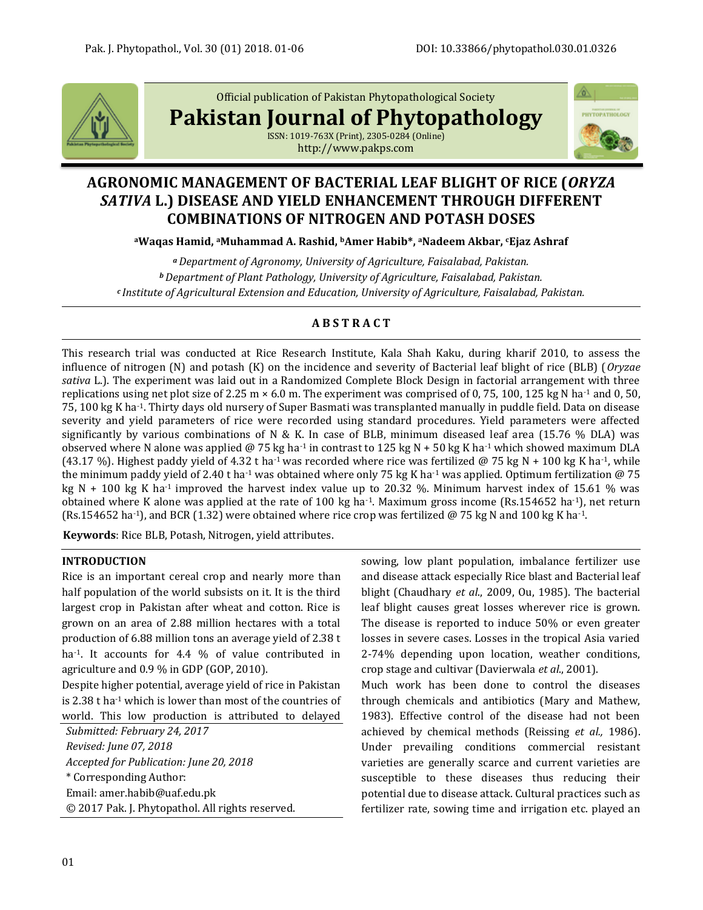Official publication of Pakistan Phytopathological Society

**Pakistan Journal of Phytopathology**

ISSN: 1019-763X (Print), 2305-0284 (Online)
http://www.pakps.com

# AGRONOMIC MANAGEMENT OF BACTERIAL LEAF BLIGHT OF RICE (*ORYZA SATIVA* L.) DISEASE AND YIELD ENHANCEMENT THROUGH DIFFERENT COMBINATIONS OF NITROGEN AND POTASH DOSES

**[a]Waqas Hamid, [a]Muhammad A. Rashid, [b]Amer Habib\*, [a]Nadeem Akbar, [c]Ejaz Ashraf**

*[a] Department of Agronomy, University of Agriculture, Faisalabad, Pakistan.*
*[b] Department of Plant Pathology, University of Agriculture, Faisalabad, Pakistan.*
*[c] Institute of Agricultural Extension and Education, University of Agriculture, Faisalabad, Pakistan.*

## A B S T R A C T

This research trial was conducted at Rice Research Institute, Kala Shah Kaku, during kharif 2010, to assess the influence of nitrogen (N) and potash (K) on the incidence and severity of Bacterial leaf blight of rice (BLB) (*Oryzae sativa* L.). The experiment was laid out in a Randomized Complete Block Design in factorial arrangement with three replications using net plot size of 2.25 m × 6.0 m. The experiment was comprised of 0, 75, 100, 125 kg N ha$^{-1}$ and 0, 50, 75, 100 kg K ha$^{-1}$. Thirty days old nursery of Super Basmati was transplanted manually in puddle field. Data on disease severity and yield parameters of rice were recorded using standard procedures. Yield parameters were affected significantly by various combinations of N & K. In case of BLB, minimum diseased leaf area (15.76 % DLA) was observed where N alone was applied @ 75 kg ha$^{-1}$ in contrast to 125 kg N + 50 kg K ha$^{-1}$ which showed maximum DLA (43.17 %). Highest paddy yield of 4.32 t ha$^{-1}$ was recorded where rice was fertilized @ 75 kg N + 100 kg K ha$^{-1}$, while the minimum paddy yield of 2.40 t ha$^{-1}$ was obtained where only 75 kg K ha$^{-1}$ was applied. Optimum fertilization @ 75 kg N + 100 kg K ha$^{-1}$ improved the harvest index value up to 20.32 %. Minimum harvest index of 15.61 % was obtained where K alone was applied at the rate of 100 kg ha$^{-1}$. Maximum gross income (Rs.154652 ha$^{-1}$), net return (Rs.154652 ha$^{-1}$), and BCR (1.32) were obtained where rice crop was fertilized @ 75 kg N and 100 kg K ha$^{-1}$.

**Keywords**: Rice BLB, Potash, Nitrogen, yield attributes.

## INTRODUCTION

Rice is an important cereal crop and nearly more than half population of the world subsists on it. It is the third largest crop in Pakistan after wheat and cotton. Rice is grown on an area of 2.88 million hectares with a total production of 6.88 million tons an average yield of 2.38 t ha$^{-1}$. It accounts for 4.4 % of value contributed in agriculture and 0.9 % in GDP (GOP, 2010).

Despite higher potential, average yield of rice in Pakistan is 2.38 t ha$^{-1}$ which is lower than most of the countries of world. This low production is attributed to delayed sowing, low plant population, imbalance fertilizer use and disease attack especially Rice blast and Bacterial leaf blight (Chaudhary *et al*., 2009, Ou, 1985). The bacterial leaf blight causes great losses wherever rice is grown. The disease is reported to induce 50% or even greater losses in severe cases. Losses in the tropical Asia varied 2-74% depending upon location, weather conditions, crop stage and cultivar (Davierwala *et al*., 2001).

Much work has been done to control the diseases through chemicals and antibiotics (Mary and Mathew, 1983). Effective control of the disease had not been achieved by chemical methods (Reissing *et al.,* 1986). Under prevailing conditions commercial resistant varieties are generally scarce and current varieties are susceptible to these diseases thus reducing their potential due to disease attack. Cultural practices such as fertilizer rate, sowing time and irrigation etc. played an

*Submitted: February 24, 2017*
*Revised: June 07, 2018*
*Accepted for Publication: June 20, 2018*
\* Corresponding Author:
Email: amer.habib@uaf.edu.pk
© 2017 Pak. J. Phytopathol. All rights reserved.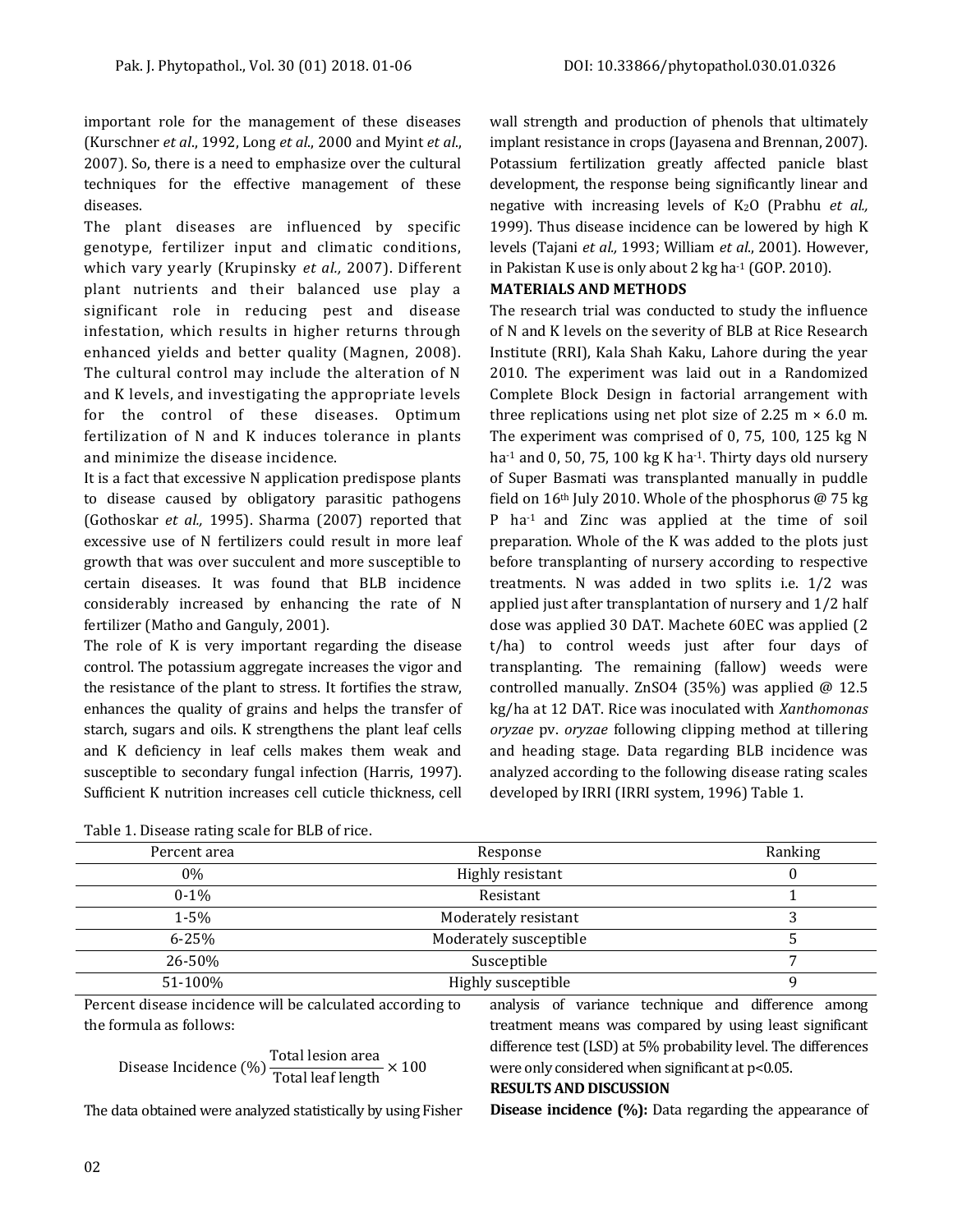important role for the management of these diseases (Kurschner *et al*., 1992, Long *et al*., 2000 and Myint *et al*., 2007). So, there is a need to emphasize over the cultural techniques for the effective management of these diseases.

The plant diseases are influenced by specific genotype, fertilizer input and climatic conditions, which vary yearly (Krupinsky *et al.,* 2007). Different plant nutrients and their balanced use play a significant role in reducing pest and disease infestation, which results in higher returns through enhanced yields and better quality (Magnen, 2008). The cultural control may include the alteration of N and K levels, and investigating the appropriate levels for the control of these diseases. Optimum fertilization of N and K induces tolerance in plants and minimize the disease incidence.

It is a fact that excessive N application predispose plants to disease caused by obligatory parasitic pathogens (Gothoskar *et al.,* 1995). Sharma (2007) reported that excessive use of N fertilizers could result in more leaf growth that was over succulent and more susceptible to certain diseases. It was found that BLB incidence considerably increased by enhancing the rate of N fertilizer (Matho and Ganguly, 2001).

The role of K is very important regarding the disease control. The potassium aggregate increases the vigor and the resistance of the plant to stress. It fortifies the straw, enhances the quality of grains and helps the transfer of starch, sugars and oils. K strengthens the plant leaf cells and K deficiency in leaf cells makes them weak and susceptible to secondary fungal infection (Harris, 1997). Sufficient K nutrition increases cell cuticle thickness, cell wall strength and production of phenols that ultimately implant resistance in crops (Jayasena and Brennan, 2007). Potassium fertilization greatly affected panicle blast development, the response being significantly linear and negative with increasing levels of $K_2O$ (Prabhu *et al.,* 1999). Thus disease incidence can be lowered by high K levels (Tajani *et al.,* 1993; William *et al*., 2001). However, in Pakistan K use is only about 2 kg ha$^{-1}$ (GOP. 2010).

## MATERIALS AND METHODS

The research trial was conducted to study the influence of N and K levels on the severity of BLB at Rice Research Institute (RRI), Kala Shah Kaku, Lahore during the year 2010. The experiment was laid out in a Randomized Complete Block Design in factorial arrangement with three replications using net plot size of 2.25 m × 6.0 m. The experiment was comprised of 0, 75, 100, 125 kg N ha$^{-1}$ and 0, 50, 75, 100 kg K ha$^{-1}$. Thirty days old nursery of Super Basmati was transplanted manually in puddle field on 16$^{th}$ July 2010. Whole of the phosphorus @ 75 kg P ha$^{-1}$ and Zinc was applied at the time of soil preparation. Whole of the K was added to the plots just before transplanting of nursery according to respective treatments. N was added in two splits i.e. 1/2 was applied just after transplantation of nursery and 1/2 half dose was applied 30 DAT. Machete 60EC was applied (2 t/ha) to control weeds just after four days of transplanting. The remaining (fallow) weeds were controlled manually. $ZnSO_4$ (35%) was applied @ 12.5 kg/ha at 12 DAT. Rice was inoculated with *Xanthomonas oryzae* pv. *oryzae* following clipping method at tillering and heading stage. Data regarding BLB incidence was analyzed according to the following disease rating scales developed by IRRI (IRRI system, 1996) Table 1.

Table 1. Disease rating scale for BLB of rice.

| Percent area | Response | Ranking |
|---|---|---|
| 0% | Highly resistant | 0 |
| 0-1% | Resistant | 1 |
| 1-5% | Moderately resistant | 3 |
| 6-25% | Moderately susceptible | 5 |
| 26-50% | Susceptible | 7 |
| 51-100% | Highly susceptible | 9 |

Percent disease incidence will be calculated according to the formula as follows:

$$\text{Disease Incidence (\%)} \, \frac{\text{Total lesion area}}{\text{Total leaf length}} \times 100$$

The data obtained were analyzed statistically by using Fisher analysis of variance technique and difference among treatment means was compared by using least significant difference test (LSD) at 5% probability level. The differences were only considered when significant at $p<0.05$.

## RESULTS AND DISCUSSION

**Disease incidence (%):** Data regarding the appearance of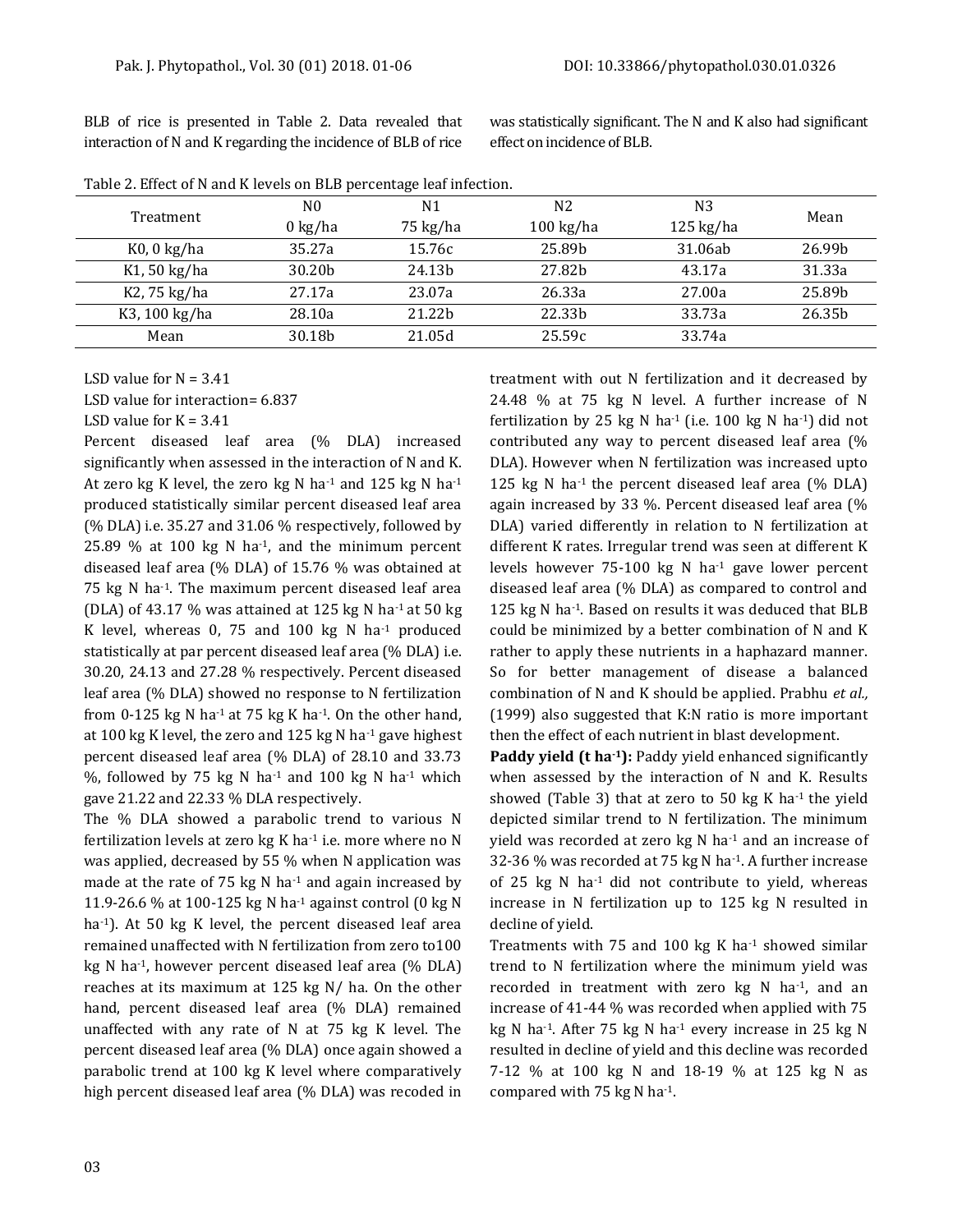BLB of rice is presented in Table 2. Data revealed that interaction of N and K regarding the incidence of BLB of rice was statistically significant. The N and K also had significant effect on incidence of BLB.

Table 2. Effect of N and K levels on BLB percentage leaf infection.

| Treatment | N0<br>0 kg/ha | N1<br>75 kg/ha | N2<br>100 kg/ha | N3<br>125 kg/ha | Mean |
|---|---|---|---|---|---|
| K0, 0 kg/ha | 35.27a | 15.76c | 25.89b | 31.06ab | 26.99b |
| K1, 50 kg/ha | 30.20b | 24.13b | 27.82b | 43.17a | 31.33a |
| K2, 75 kg/ha | 27.17a | 23.07a | 26.33a | 27.00a | 25.89b |
| K3, 100 kg/ha | 28.10a | 21.22b | 22.33b | 33.73a | 26.35b |
| Mean | 30.18b | 21.05d | 25.59c | 33.74a | |

LSD value for N = 3.41
LSD value for interaction= 6.837
LSD value for K = 3.41

Percent diseased leaf area (% DLA) increased significantly when assessed in the interaction of N and K. At zero kg K level, the zero kg N ha$^{-1}$ and 125 kg N ha$^{-1}$ produced statistically similar percent diseased leaf area (% DLA) i.e. 35.27 and 31.06 % respectively, followed by 25.89 % at 100 kg N ha$^{-1}$, and the minimum percent diseased leaf area (% DLA) of 15.76 % was obtained at 75 kg N ha$^{-1}$. The maximum percent diseased leaf area (DLA) of 43.17 % was attained at 125 kg N ha$^{-1}$ at 50 kg K level, whereas 0, 75 and 100 kg N ha$^{-1}$ produced statistically at par percent diseased leaf area (% DLA) i.e. 30.20, 24.13 and 27.28 % respectively. Percent diseased leaf area (% DLA) showed no response to N fertilization from 0-125 kg N ha$^{-1}$ at 75 kg K ha$^{-1}$. On the other hand, at 100 kg K level, the zero and 125 kg N ha$^{-1}$ gave highest percent diseased leaf area (% DLA) of 28.10 and 33.73 %, followed by 75 kg N ha$^{-1}$ and 100 kg N ha$^{-1}$ which gave 21.22 and 22.33 % DLA respectively.

The % DLA showed a parabolic trend to various N fertilization levels at zero kg K ha$^{-1}$ i.e. more where no N was applied, decreased by 55 % when N application was made at the rate of 75 kg N ha$^{-1}$ and again increased by 11.9-26.6 % at 100-125 kg N ha$^{-1}$ against control (0 kg N ha$^{-1}$). At 50 kg K level, the percent diseased leaf area remained unaffected with N fertilization from zero to100 kg N ha$^{-1}$, however percent diseased leaf area (% DLA) reaches at its maximum at 125 kg N/ ha. On the other hand, percent diseased leaf area (% DLA) remained unaffected with any rate of N at 75 kg K level. The percent diseased leaf area (% DLA) once again showed a parabolic trend at 100 kg K level where comparatively high percent diseased leaf area (% DLA) was recoded in treatment with out N fertilization and it decreased by 24.48 % at 75 kg N level. A further increase of N fertilization by 25 kg N ha$^{-1}$ (i.e. 100 kg N ha$^{-1}$) did not contributed any way to percent diseased leaf area (% DLA). However when N fertilization was increased upto 125 kg N ha$^{-1}$ the percent diseased leaf area (% DLA) again increased by 33 %. Percent diseased leaf area (% DLA) varied differently in relation to N fertilization at different K rates. Irregular trend was seen at different K levels however 75-100 kg N ha$^{-1}$ gave lower percent diseased leaf area (% DLA) as compared to control and 125 kg N ha$^{-1}$. Based on results it was deduced that BLB could be minimized by a better combination of N and K rather to apply these nutrients in a haphazard manner. So for better management of disease a balanced combination of N and K should be applied. Prabhu *et al.,* (1999) also suggested that K:N ratio is more important then the effect of each nutrient in blast development.

**Paddy yield (t ha$^{-1}$):** Paddy yield enhanced significantly when assessed by the interaction of N and K. Results showed (Table 3) that at zero to 50 kg K ha$^{-1}$ the yield depicted similar trend to N fertilization. The minimum yield was recorded at zero kg N ha$^{-1}$ and an increase of 32-36 % was recorded at 75 kg N ha$^{-1}$. A further increase of 25 kg N ha$^{-1}$ did not contribute to yield, whereas increase in N fertilization up to 125 kg N resulted in decline of yield.

Treatments with 75 and 100 kg K ha$^{-1}$ showed similar trend to N fertilization where the minimum yield was recorded in treatment with zero kg N ha$^{-1}$, and an increase of 41-44 % was recorded when applied with 75 kg N ha$^{-1}$. After 75 kg N ha$^{-1}$ every increase in 25 kg N resulted in decline of yield and this decline was recorded 7-12 % at 100 kg N and 18-19 % at 125 kg N as compared with 75 kg N ha$^{-1}$.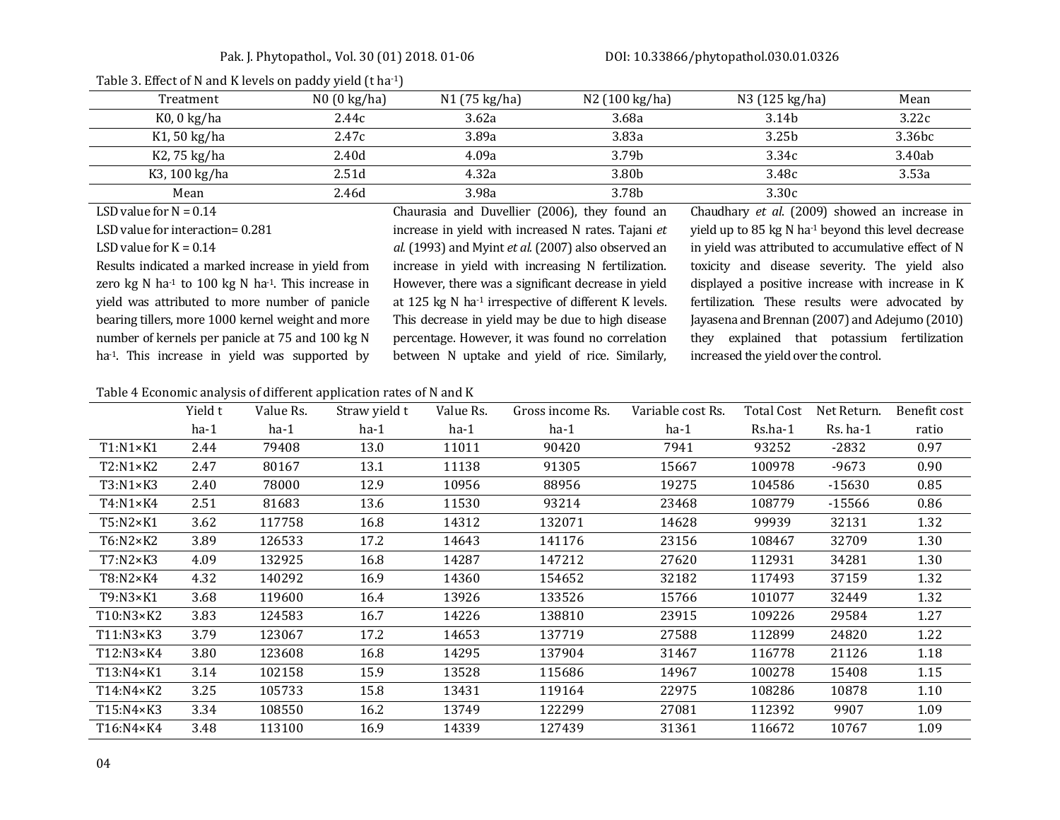Table 3. Effect of N and K levels on paddy yield (t ha[-1])

| Treatment | N0 (0 kg/ha) | N1 (75 kg/ha) | N2 (100 kg/ha) | N3 (125 kg/ha) | Mean |
|---|---|---|---|---|---|
| K0, 0 kg/ha | 2.44c | 3.62a | 3.68a | 3.14b | 3.22c |
| K1, 50 kg/ha | 2.47c | 3.89a | 3.83a | 3.25b | 3.36bc |
| K2, 75 kg/ha | 2.40d | 4.09a | 3.79b | 3.34c | 3.40ab |
| K3, 100 kg/ha | 2.51d | 4.32a | 3.80b | 3.48c | 3.53a |
| Mean | 2.46d | 3.98a | 3.78b | 3.30c | |

LSD value for N = 0.14

LSD value for interaction= 0.281

LSD value for K = 0.14

Results indicated a marked increase in yield from zero kg N ha-1 to 100 kg N ha-1. This increase in yield was attributed to more number of panicle bearing tillers, more 1000 kernel weight and more number of kernels per panicle at 75 and 100 kg N ha-1. This increase in yield was supported by Chaurasia and Duvellier (2006), they found an increase in yield with increased N rates. Tajani *et al.* (1993) and Myint *et al.* (2007) also observed an increase in yield with increasing N fertilization. However, there was a significant decrease in yield at 125 kg N ha-1 irrespective of different K levels. This decrease in yield may be due to high disease percentage. However, it was found no correlation between N uptake and yield of rice. Similarly, Chaudhary *et al.* (2009) showed an increase in yield up to 85 kg N ha-1 beyond this level decrease in yield was attributed to accumulative effect of N toxicity and disease severity. The yield also displayed a positive increase with increase in K fertilization. These results were advocated by Jayasena and Brennan (2007) and Adejumo (2010) they explained that potassium fertilization increased the yield over the control.

Table 4 Economic analysis of different application rates of N and K

| | Yield t ha-1 | Value Rs. ha-1 | Straw yield t ha-1 | Value Rs. ha-1 | Gross income Rs. ha-1 | Variable cost Rs. ha-1 | Total Cost Rs.ha-1 | Net Return. Rs. ha-1 | Benefit cost ratio |
|---|---|---|---|---|---|---|---|---|---|
| T1:N1×K1 | 2.44 | 79408 | 13.0 | 11011 | 90420 | 7941 | 93252 | -2832 | 0.97 |
| T2:N1×K2 | 2.47 | 80167 | 13.1 | 11138 | 91305 | 15667 | 100978 | -9673 | 0.90 |
| T3:N1×K3 | 2.40 | 78000 | 12.9 | 10956 | 88956 | 19275 | 104586 | -15630 | 0.85 |
| T4:N1×K4 | 2.51 | 81683 | 13.6 | 11530 | 93214 | 23468 | 108779 | -15566 | 0.86 |
| T5:N2×K1 | 3.62 | 117758 | 16.8 | 14312 | 132071 | 14628 | 99939 | 32131 | 1.32 |
| T6:N2×K2 | 3.89 | 126533 | 17.2 | 14643 | 141176 | 23156 | 108467 | 32709 | 1.30 |
| T7:N2×K3 | 4.09 | 132925 | 16.8 | 14287 | 147212 | 27620 | 112931 | 34281 | 1.30 |
| T8:N2×K4 | 4.32 | 140292 | 16.9 | 14360 | 154652 | 32182 | 117493 | 37159 | 1.32 |
| T9:N3×K1 | 3.68 | 119600 | 16.4 | 13926 | 133526 | 15766 | 101077 | 32449 | 1.32 |
| T10:N3×K2 | 3.83 | 124583 | 16.7 | 14226 | 138810 | 23915 | 109226 | 29584 | 1.27 |
| T11:N3×K3 | 3.79 | 123067 | 17.2 | 14653 | 137719 | 27588 | 112899 | 24820 | 1.22 |
| T12:N3×K4 | 3.80 | 123608 | 16.8 | 14295 | 137904 | 31467 | 116778 | 21126 | 1.18 |
| T13:N4×K1 | 3.14 | 102158 | 15.9 | 13528 | 115686 | 14967 | 100278 | 15408 | 1.15 |
| T14:N4×K2 | 3.25 | 105733 | 15.8 | 13431 | 119164 | 22975 | 108286 | 10878 | 1.10 |
| T15:N4×K3 | 3.34 | 108550 | 16.2 | 13749 | 122299 | 27081 | 112392 | 9907 | 1.09 |
| T16:N4×K4 | 3.48 | 113100 | 16.9 | 14339 | 127439 | 31361 | 116672 | 10767 | 1.09 |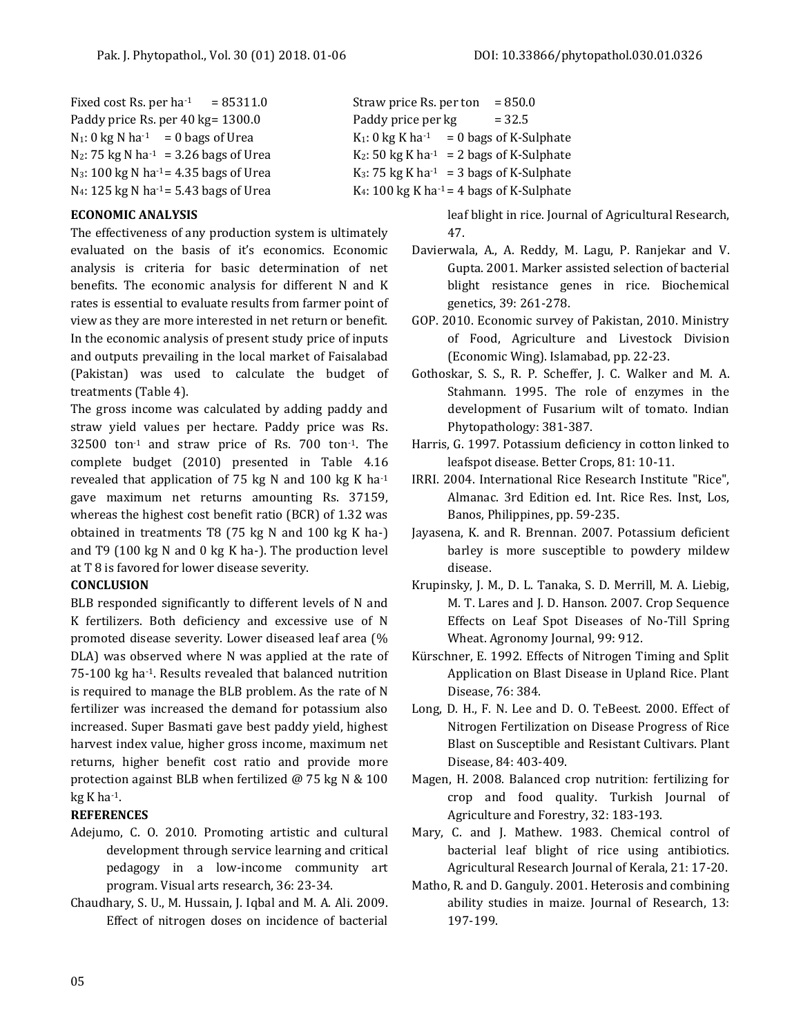Fixed cost Rs. per $ha^{-1}$ = 85311.0

Paddy price Rs. per 40 kg= 1300.0

$N_1$: 0 kg N $ha^{-1}$ = 0 bags of Urea

$N_2$: 75 kg N $ha^{-1}$ = 3.26 bags of Urea

$N_3$: 100 kg N $ha^{-1}$ = 4.35 bags of Urea

$N_4$: 125 kg N $ha^{-1}$ = 5.43 bags of Urea

Straw price Rs. per ton = 850.0

Paddy price per kg = 32.5

$K_1$: 0 kg K $ha^{-1}$ = 0 bags of K-Sulphate

$K_2$: 50 kg K $ha^{-1}$ = 2 bags of K-Sulphate

$K_3$: 75 kg K $ha^{-1}$ = 3 bags of K-Sulphate

$K_4$: 100 kg K $ha^{-1}$ = 4 bags of K-Sulphate

## ECONOMIC ANALYSIS

The effectiveness of any production system is ultimately evaluated on the basis of it's economics. Economic analysis is criteria for basic determination of net benefits. The economic analysis for different N and K rates is essential to evaluate results from farmer point of view as they are more interested in net return or benefit. In the economic analysis of present study price of inputs and outputs prevailing in the local market of Faisalabad (Pakistan) was used to calculate the budget of treatments (Table 4).

The gross income was calculated by adding paddy and straw yield values per hectare. Paddy price was Rs. 32500 $ton^{-1}$ and straw price of Rs. 700 $ton^{-1}$. The complete budget (2010) presented in Table 4.16 revealed that application of 75 kg N and 100 kg K $ha^{-1}$ gave maximum net returns amounting Rs. 37159, whereas the highest cost benefit ratio (BCR) of 1.32 was obtained in treatments T8 (75 kg N and 100 kg K ha-) and T9 (100 kg N and 0 kg K ha-). The production level at T 8 is favored for lower disease severity.

## CONCLUSION

BLB responded significantly to different levels of N and K fertilizers. Both deficiency and excessive use of N promoted disease severity. Lower diseased leaf area (% DLA) was observed where N was applied at the rate of 75-100 kg $ha^{-1}$. Results revealed that balanced nutrition is required to manage the BLB problem. As the rate of N fertilizer was increased the demand for potassium also increased. Super Basmati gave best paddy yield, highest harvest index value, higher gross income, maximum net returns, higher benefit cost ratio and provide more protection against BLB when fertilized @ 75 kg N & 100 kg K $ha^{-1}$.

## REFERENCES

Adejumo, C. O. 2010. Promoting artistic and cultural development through service learning and critical pedagogy in a low-income community art program. Visual arts research, 36: 23-34.

Chaudhary, S. U., M. Hussain, J. Iqbal and M. A. Ali. 2009. Effect of nitrogen doses on incidence of bacterial leaf blight in rice. Journal of Agricultural Research, 47.

Davierwala, A., A. Reddy, M. Lagu, P. Ranjekar and V. Gupta. 2001. Marker assisted selection of bacterial blight resistance genes in rice. Biochemical genetics, 39: 261-278.

GOP. 2010. Economic survey of Pakistan, 2010. Ministry of Food, Agriculture and Livestock Division (Economic Wing). Islamabad, pp. 22-23.

Gothoskar, S. S., R. P. Scheffer, J. C. Walker and M. A. Stahmann. 1995. The role of enzymes in the development of Fusarium wilt of tomato. Indian Phytopathology: 381-387.

Harris, G. 1997. Potassium deficiency in cotton linked to leafspot disease. Better Crops, 81: 10-11.

IRRI. 2004. International Rice Research Institute "Rice", Almanac. 3rd Edition ed. Int. Rice Res. Inst, Los, Banos, Philippines, pp. 59-235.

Jayasena, K. and R. Brennan. 2007. Potassium deficient barley is more susceptible to powdery mildew disease.

Krupinsky, J. M., D. L. Tanaka, S. D. Merrill, M. A. Liebig, M. T. Lares and J. D. Hanson. 2007. Crop Sequence Effects on Leaf Spot Diseases of No-Till Spring Wheat. Agronomy Journal, 99: 912.

Kürschner, E. 1992. Effects of Nitrogen Timing and Split Application on Blast Disease in Upland Rice. Plant Disease, 76: 384.

Long, D. H., F. N. Lee and D. O. TeBeest. 2000. Effect of Nitrogen Fertilization on Disease Progress of Rice Blast on Susceptible and Resistant Cultivars. Plant Disease, 84: 403-409.

Magen, H. 2008. Balanced crop nutrition: fertilizing for crop and food quality. Turkish Journal of Agriculture and Forestry, 32: 183-193.

Mary, C. and J. Mathew. 1983. Chemical control of bacterial leaf blight of rice using antibiotics. Agricultural Research Journal of Kerala, 21: 17-20.

Matho, R. and D. Ganguly. 2001. Heterosis and combining ability studies in maize. Journal of Research, 13: 197-199.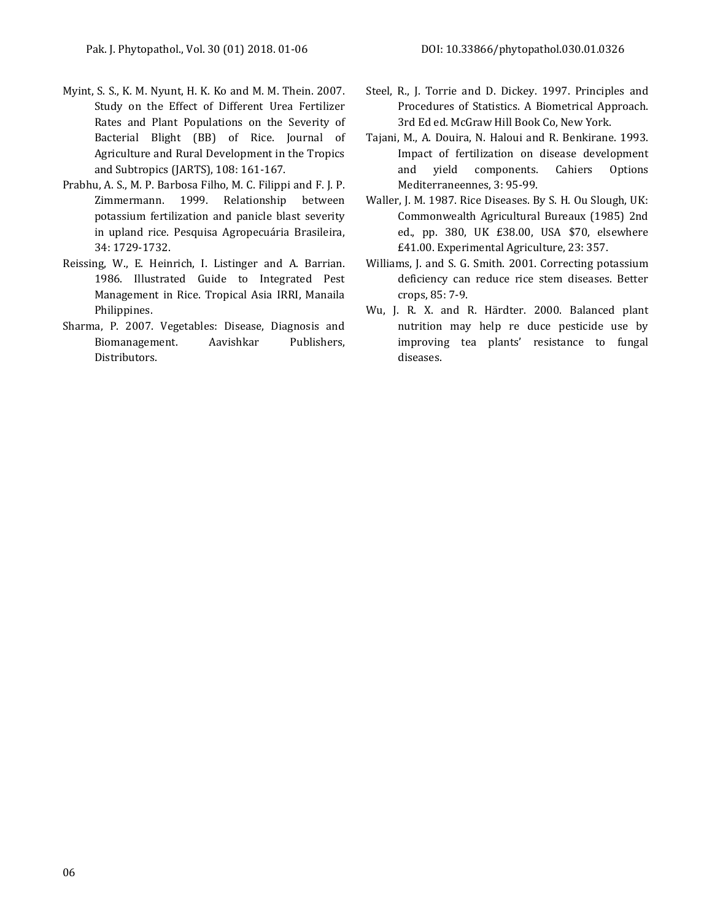Myint, S. S., K. M. Nyunt, H. K. Ko and M. M. Thein. 2007. Study on the Effect of Different Urea Fertilizer Rates and Plant Populations on the Severity of Bacterial Blight (BB) of Rice. Journal of Agriculture and Rural Development in the Tropics and Subtropics (JARTS), 108: 161-167.

Prabhu, A. S., M. P. Barbosa Filho, M. C. Filippi and F. J. P. Zimmermann. 1999. Relationship between potassium fertilization and panicle blast severity in upland rice. Pesquisa Agropecuária Brasileira, 34: 1729-1732.

Reissing, W., E. Heinrich, I. Listinger and A. Barrian. 1986. Illustrated Guide to Integrated Pest Management in Rice. Tropical Asia IRRI, Manaila Philippines.

Sharma, P. 2007. Vegetables: Disease, Diagnosis and Biomanagement. Aavishkar Publishers, Distributors.

Steel, R., J. Torrie and D. Dickey. 1997. Principles and Procedures of Statistics. A Biometrical Approach. 3rd Ed ed. McGraw Hill Book Co, New York.

Tajani, M., A. Douira, N. Haloui and R. Benkirane. 1993. Impact of fertilization on disease development and yield components. Cahiers Options Mediterraneennes, 3: 95-99.

Waller, J. M. 1987. Rice Diseases. By S. H. Ou Slough, UK: Commonwealth Agricultural Bureaux (1985) 2nd ed., pp. 380, UK £38.00, USA $70, elsewhere £41.00. Experimental Agriculture, 23: 357.

Williams, J. and S. G. Smith. 2001. Correcting potassium deficiency can reduce rice stem diseases. Better crops, 85: 7-9.

Wu, J. R. X. and R. Härdter. 2000. Balanced plant nutrition may help re duce pesticide use by improving tea plants' resistance to fungal diseases.